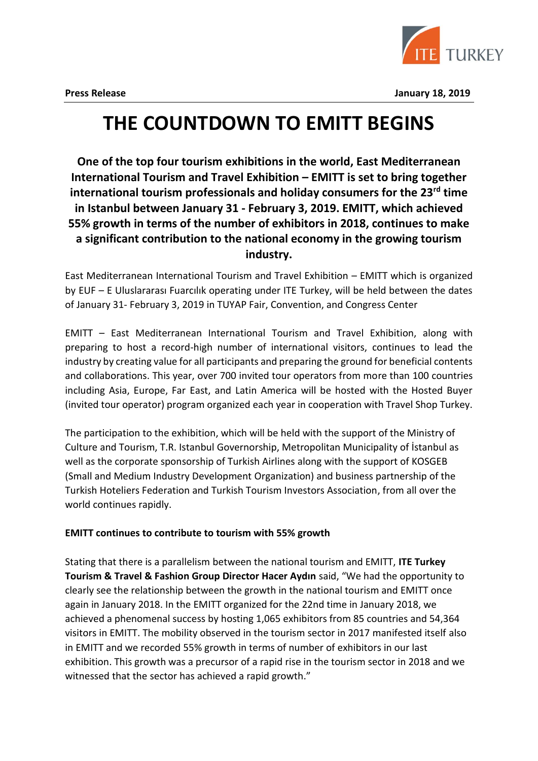**Press Release** **January 18, 2019**

# THE COUNTDOWN TO EMITT BEGINS

**One of the top four tourism exhibitions in the world, East Mediterranean International Tourism and Travel Exhibition – EMITT is set to bring together international tourism professionals and holiday consumers for the 23rd time in Istanbul between January 31 - February 3, 2019. EMITT, which achieved 55% growth in terms of the number of exhibitors in 2018, continues to make a significant contribution to the national economy in the growing tourism industry.**

East Mediterranean International Tourism and Travel Exhibition – EMITT which is organized by EUF – E Uluslararası Fuarcılık operating under ITE Turkey, will be held between the dates of January 31- February 3, 2019 in TUYAP Fair, Convention, and Congress Center

EMITT – East Mediterranean International Tourism and Travel Exhibition, along with preparing to host a record-high number of international visitors, continues to lead the industry by creating value for all participants and preparing the ground for beneficial contents and collaborations. This year, over 700 invited tour operators from more than 100 countries including Asia, Europe, Far East, and Latin America will be hosted with the Hosted Buyer (invited tour operator) program organized each year in cooperation with Travel Shop Turkey.

The participation to the exhibition, which will be held with the support of the Ministry of Culture and Tourism, T.R. Istanbul Governorship, Metropolitan Municipality of İstanbul as well as the corporate sponsorship of Turkish Airlines along with the support of KOSGEB (Small and Medium Industry Development Organization) and business partnership of the Turkish Hoteliers Federation and Turkish Tourism Investors Association, from all over the world continues rapidly.

**EMITT continues to contribute to tourism with 55% growth**

Stating that there is a parallelism between the national tourism and EMITT, **ITE Turkey Tourism & Travel & Fashion Group Director Hacer Aydın** said, "We had the opportunity to clearly see the relationship between the growth in the national tourism and EMITT once again in January 2018. In the EMITT organized for the 22nd time in January 2018, we achieved a phenomenal success by hosting 1,065 exhibitors from 85 countries and 54,364 visitors in EMITT. The mobility observed in the tourism sector in 2017 manifested itself also in EMITT and we recorded 55% growth in terms of number of exhibitors in our last exhibition. This growth was a precursor of a rapid rise in the tourism sector in 2018 and we witnessed that the sector has achieved a rapid growth."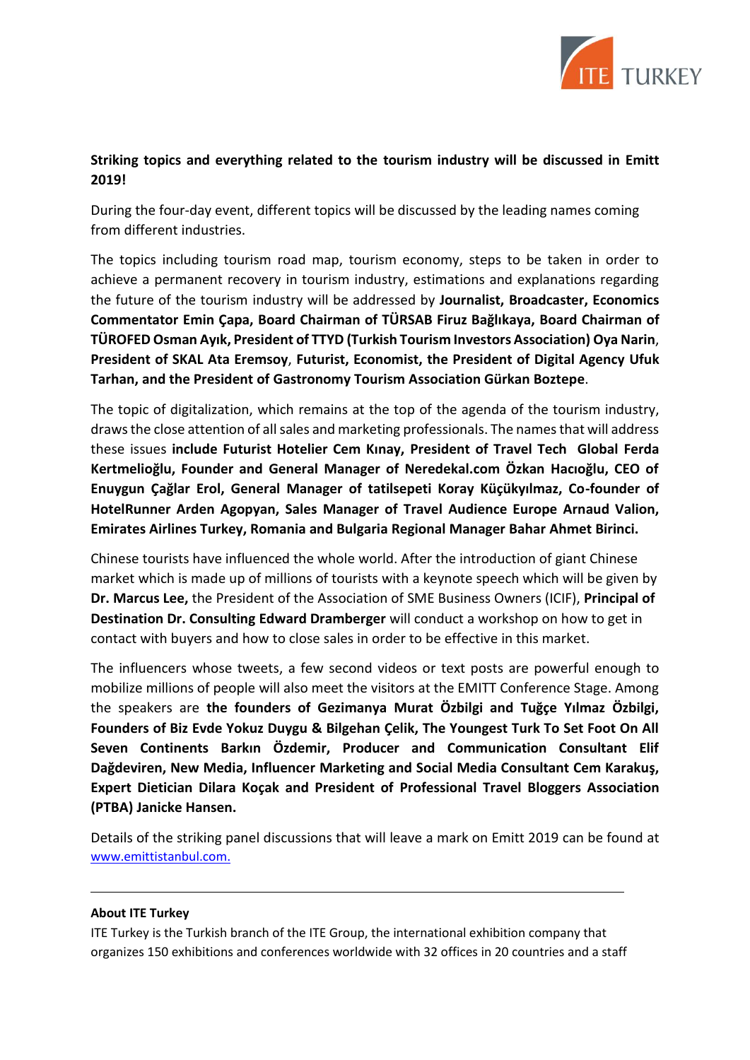**Striking topics and everything related to the tourism industry will be discussed in Emitt 2019!**

During the four-day event, different topics will be discussed by the leading names coming from different industries.

The topics including tourism road map, tourism economy, steps to be taken in order to achieve a permanent recovery in tourism industry, estimations and explanations regarding the future of the tourism industry will be addressed by **Journalist, Broadcaster, Economics Commentator Emin Çapa, Board Chairman of TÜRSAB Firuz Bağlıkaya, Board Chairman of TÜROFED Osman Ayık, President of TTYD (Turkish Tourism Investors Association) Oya Narin**, **President of SKAL Ata Eremsoy**, **Futurist, Economist, the President of Digital Agency Ufuk Tarhan, and the President of Gastronomy Tourism Association Gürkan Boztepe**.

The topic of digitalization, which remains at the top of the agenda of the tourism industry, draws the close attention of all sales and marketing professionals. The names that will address these issues **include Futurist Hotelier Cem Kınay, President of Travel Tech Global Ferda Kertmelioğlu, Founder and General Manager of Neredekal.com Özkan Hacıoğlu, CEO of Enuygun Çağlar Erol, General Manager of tatilsepeti Koray Küçükyılmaz, Co-founder of HotelRunner Arden Agopyan, Sales Manager of Travel Audience Europe Arnaud Valion, Emirates Airlines Turkey, Romania and Bulgaria Regional Manager Bahar Ahmet Birinci.**

Chinese tourists have influenced the whole world. After the introduction of giant Chinese market which is made up of millions of tourists with a keynote speech which will be given by **Dr. Marcus Lee,** the President of the Association of SME Business Owners (ICIF), **Principal of Destination Dr. Consulting Edward Dramberger** will conduct a workshop on how to get in contact with buyers and how to close sales in order to be effective in this market.

The influencers whose tweets, a few second videos or text posts are powerful enough to mobilize millions of people will also meet the visitors at the EMITT Conference Stage. Among the speakers are **the founders of Gezimanya Murat Özbilgi and Tuğçe Yılmaz Özbilgi, Founders of Biz Evde Yokuz Duygu & Bilgehan Çelik, The Youngest Turk To Set Foot On All Seven Continents Barkın Özdemir, Producer and Communication Consultant Elif Dağdeviren, New Media, Influencer Marketing and Social Media Consultant Cem Karakuş, Expert Dietician Dilara Koçak and President of Professional Travel Bloggers Association (PTBA) Janicke Hansen.**

Details of the striking panel discussions that will leave a mark on Emitt 2019 can be found at www.emittistanbul.com.

---

**About ITE Turkey**

ITE Turkey is the Turkish branch of the ITE Group, the international exhibition company that organizes 150 exhibitions and conferences worldwide with 32 offices in 20 countries and a staff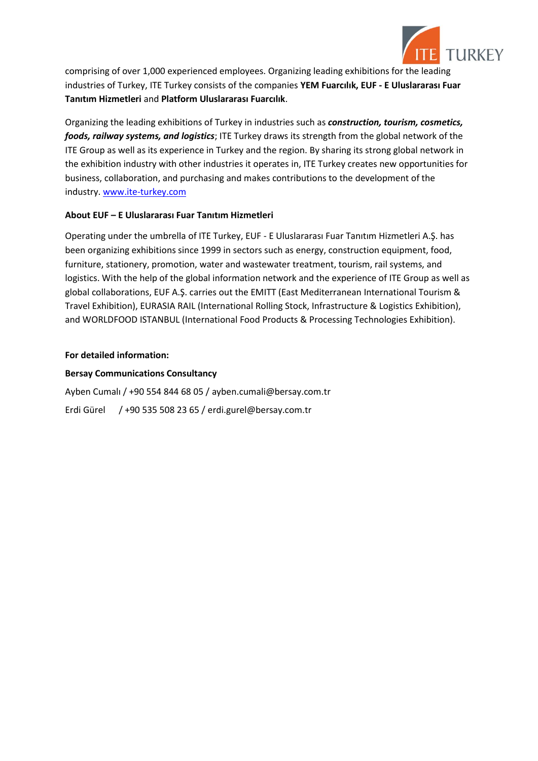comprising of over 1,000 experienced employees. Organizing leading exhibitions for the leading industries of Turkey, ITE Turkey consists of the companies **YEM Fuarcılık, EUF - E Uluslararası Fuar Tanıtım Hizmetleri** and **Platform Uluslararası Fuarcılık**.

Organizing the leading exhibitions of Turkey in industries such as ***construction, tourism, cosmetics, foods, railway systems, and logistics***; ITE Turkey draws its strength from the global network of the ITE Group as well as its experience in Turkey and the region. By sharing its strong global network in the exhibition industry with other industries it operates in, ITE Turkey creates new opportunities for business, collaboration, and purchasing and makes contributions to the development of the industry. [www.ite-turkey.com](http://www.ite-turkey.com)

**About EUF – E Uluslararası Fuar Tanıtım Hizmetleri**

Operating under the umbrella of ITE Turkey, EUF - E Uluslararası Fuar Tanıtım Hizmetleri A.Ş. has been organizing exhibitions since 1999 in sectors such as energy, construction equipment, food, furniture, stationery, promotion, water and wastewater treatment, tourism, rail systems, and logistics. With the help of the global information network and the experience of ITE Group as well as global collaborations, EUF A.Ş. carries out the EMITT (East Mediterranean International Tourism & Travel Exhibition), EURASIA RAIL (International Rolling Stock, Infrastructure & Logistics Exhibition), and WORLDFOOD ISTANBUL (International Food Products & Processing Technologies Exhibition).

**For detailed information:**

**Bersay Communications Consultancy**

Ayben Cumalı / +90 554 844 68 05 / ayben.cumali@bersay.com.tr

Erdi Gürel / +90 535 508 23 65 / erdi.gurel@bersay.com.tr